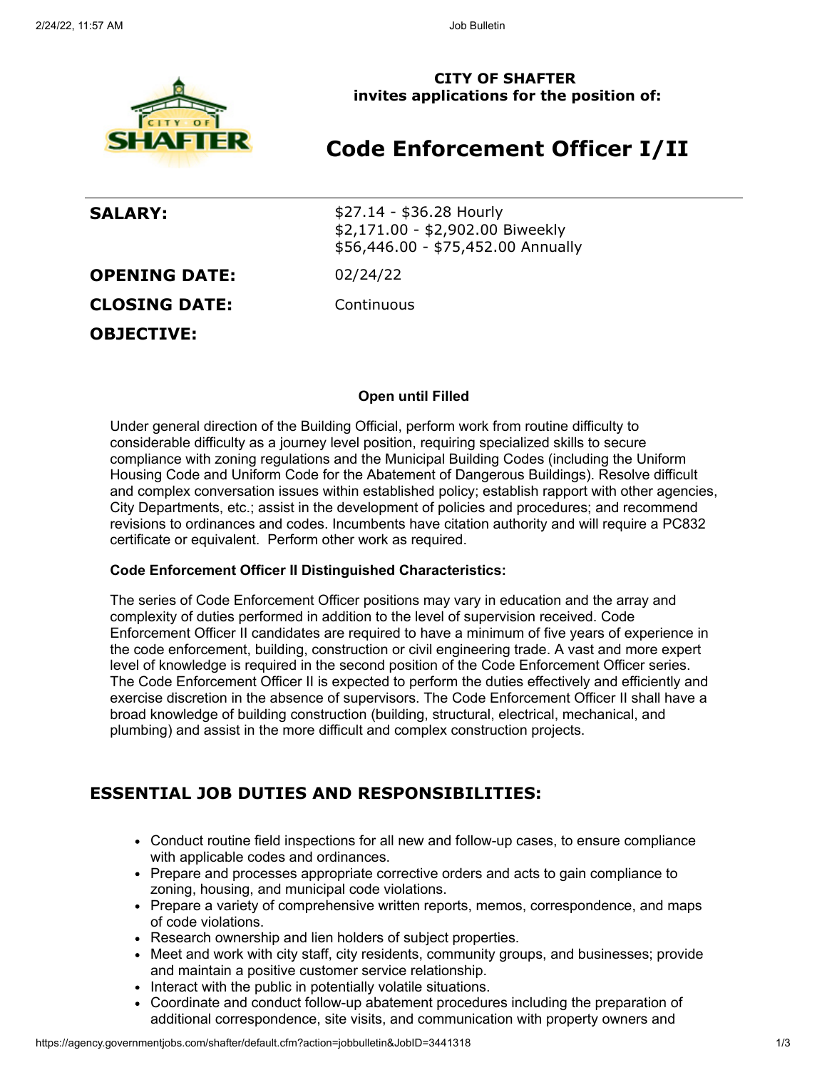**CITY OF SHAFTER**
**invites applications for the position of:**

# Code Enforcement Officer I/II

| | |
|---|---|
| **SALARY:** | \$27.14 - \$36.28 Hourly<br>\$2,171.00 - \$2,902.00 Biweekly<br>\$56,446.00 - \$75,452.00 Annually |
| **OPENING DATE:** | 02/24/22 |
| **CLOSING DATE:** | Continuous |

**OBJECTIVE:**

**Open until Filled**

Under general direction of the Building Official, perform work from routine difficulty to considerable difficulty as a journey level position, requiring specialized skills to secure compliance with zoning regulations and the Municipal Building Codes (including the Uniform Housing Code and Uniform Code for the Abatement of Dangerous Buildings). Resolve difficult and complex conversation issues within established policy; establish rapport with other agencies, City Departments, etc.; assist in the development of policies and procedures; and recommend revisions to ordinances and codes. Incumbents have citation authority and will require a PC832 certificate or equivalent. Perform other work as required.

**Code Enforcement Officer II Distinguished Characteristics:**

The series of Code Enforcement Officer positions may vary in education and the array and complexity of duties performed in addition to the level of supervision received. Code Enforcement Officer II candidates are required to have a minimum of five years of experience in the code enforcement, building, construction or civil engineering trade. A vast and more expert level of knowledge is required in the second position of the Code Enforcement Officer series. The Code Enforcement Officer II is expected to perform the duties effectively and efficiently and exercise discretion in the absence of supervisors. The Code Enforcement Officer II shall have a broad knowledge of building construction (building, structural, electrical, mechanical, and plumbing) and assist in the more difficult and complex construction projects.

## ESSENTIAL JOB DUTIES AND RESPONSIBILITIES:

- Conduct routine field inspections for all new and follow-up cases, to ensure compliance with applicable codes and ordinances.
- Prepare and processes appropriate corrective orders and acts to gain compliance to zoning, housing, and municipal code violations.
- Prepare a variety of comprehensive written reports, memos, correspondence, and maps of code violations.
- Research ownership and lien holders of subject properties.
- Meet and work with city staff, city residents, community groups, and businesses; provide and maintain a positive customer service relationship.
- Interact with the public in potentially volatile situations.
- Coordinate and conduct follow-up abatement procedures including the preparation of additional correspondence, site visits, and communication with property owners and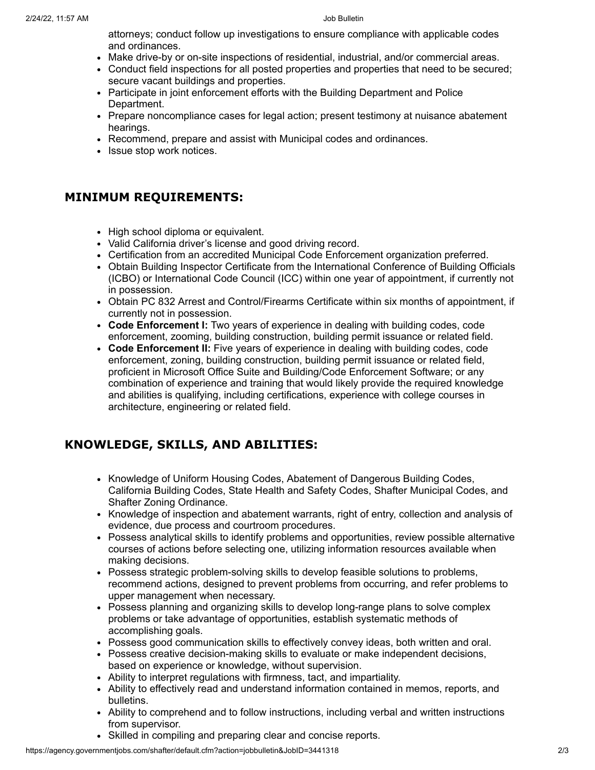attorneys; conduct follow up investigations to ensure compliance with applicable codes and ordinances.

- Make drive-by or on-site inspections of residential, industrial, and/or commercial areas.
- Conduct field inspections for all posted properties and properties that need to be secured; secure vacant buildings and properties.
- Participate in joint enforcement efforts with the Building Department and Police Department.
- Prepare noncompliance cases for legal action; present testimony at nuisance abatement hearings.
- Recommend, prepare and assist with Municipal codes and ordinances.
- Issue stop work notices.

## MINIMUM REQUIREMENTS:

- High school diploma or equivalent.
- Valid California driver's license and good driving record.
- Certification from an accredited Municipal Code Enforcement organization preferred.
- Obtain Building Inspector Certificate from the International Conference of Building Officials (ICBO) or International Code Council (ICC) within one year of appointment, if currently not in possession.
- Obtain PC 832 Arrest and Control/Firearms Certificate within six months of appointment, if currently not in possession.
- **Code Enforcement I:** Two years of experience in dealing with building codes, code enforcement, zooming, building construction, building permit issuance or related field.
- **Code Enforcement II:** Five years of experience in dealing with building codes, code enforcement, zoning, building construction, building permit issuance or related field, proficient in Microsoft Office Suite and Building/Code Enforcement Software; or any combination of experience and training that would likely provide the required knowledge and abilities is qualifying, including certifications, experience with college courses in architecture, engineering or related field.

## KNOWLEDGE, SKILLS, AND ABILITIES:

- Knowledge of Uniform Housing Codes, Abatement of Dangerous Building Codes, California Building Codes, State Health and Safety Codes, Shafter Municipal Codes, and Shafter Zoning Ordinance.
- Knowledge of inspection and abatement warrants, right of entry, collection and analysis of evidence, due process and courtroom procedures.
- Possess analytical skills to identify problems and opportunities, review possible alternative courses of actions before selecting one, utilizing information resources available when making decisions.
- Possess strategic problem-solving skills to develop feasible solutions to problems, recommend actions, designed to prevent problems from occurring, and refer problems to upper management when necessary.
- Possess planning and organizing skills to develop long-range plans to solve complex problems or take advantage of opportunities, establish systematic methods of accomplishing goals.
- Possess good communication skills to effectively convey ideas, both written and oral.
- Possess creative decision-making skills to evaluate or make independent decisions, based on experience or knowledge, without supervision.
- Ability to interpret regulations with firmness, tact, and impartiality.
- Ability to effectively read and understand information contained in memos, reports, and bulletins.
- Ability to comprehend and to follow instructions, including verbal and written instructions from supervisor.
- Skilled in compiling and preparing clear and concise reports.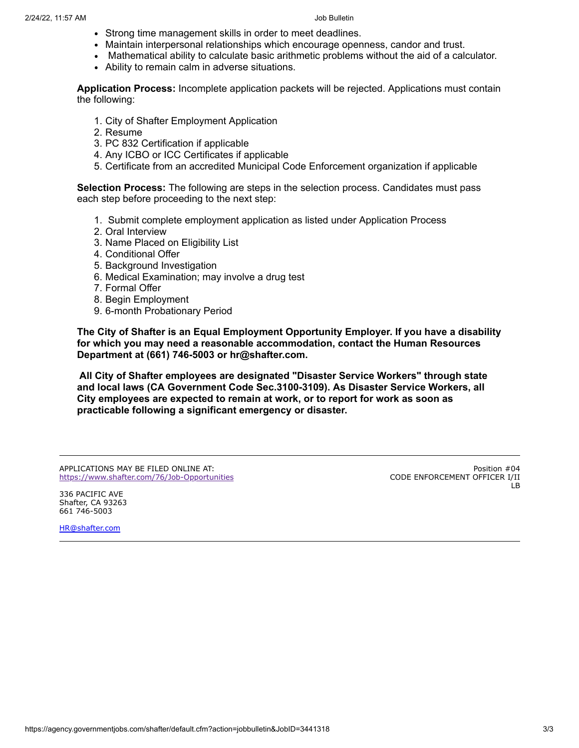- Strong time management skills in order to meet deadlines.
- Maintain interpersonal relationships which encourage openness, candor and trust.
- Mathematical ability to calculate basic arithmetic problems without the aid of a calculator.
- Ability to remain calm in adverse situations.

**Application Process:** Incomplete application packets will be rejected. Applications must contain the following:

1. City of Shafter Employment Application
2. Resume
3. PC 832 Certification if applicable
4. Any ICBO or ICC Certificates if applicable
5. Certificate from an accredited Municipal Code Enforcement organization if applicable

**Selection Process:** The following are steps in the selection process. Candidates must pass each step before proceeding to the next step:

1. Submit complete employment application as listed under Application Process
2. Oral Interview
3. Name Placed on Eligibility List
4. Conditional Offer
5. Background Investigation
6. Medical Examination; may involve a drug test
7. Formal Offer
8. Begin Employment
9. 6-month Probationary Period

**The City of Shafter is an Equal Employment Opportunity Employer. If you have a disability for which you may need a reasonable accommodation, contact the Human Resources Department at (661) 746-5003 or hr@shafter.com.**

**All City of Shafter employees are designated "Disaster Service Workers" through state and local laws (CA Government Code Sec.3100-3109). As Disaster Service Workers, all City employees are expected to remain at work, or to report for work as soon as practicable following a significant emergency or disaster.**

---

APPLICATIONS MAY BE FILED ONLINE AT:
https://www.shafter.com/76/Job-Opportunities

336 PACIFIC AVE
Shafter, CA 93263
661 746-5003

HR@shafter.com

Position #04
CODE ENFORCEMENT OFFICER I/II
LB

---